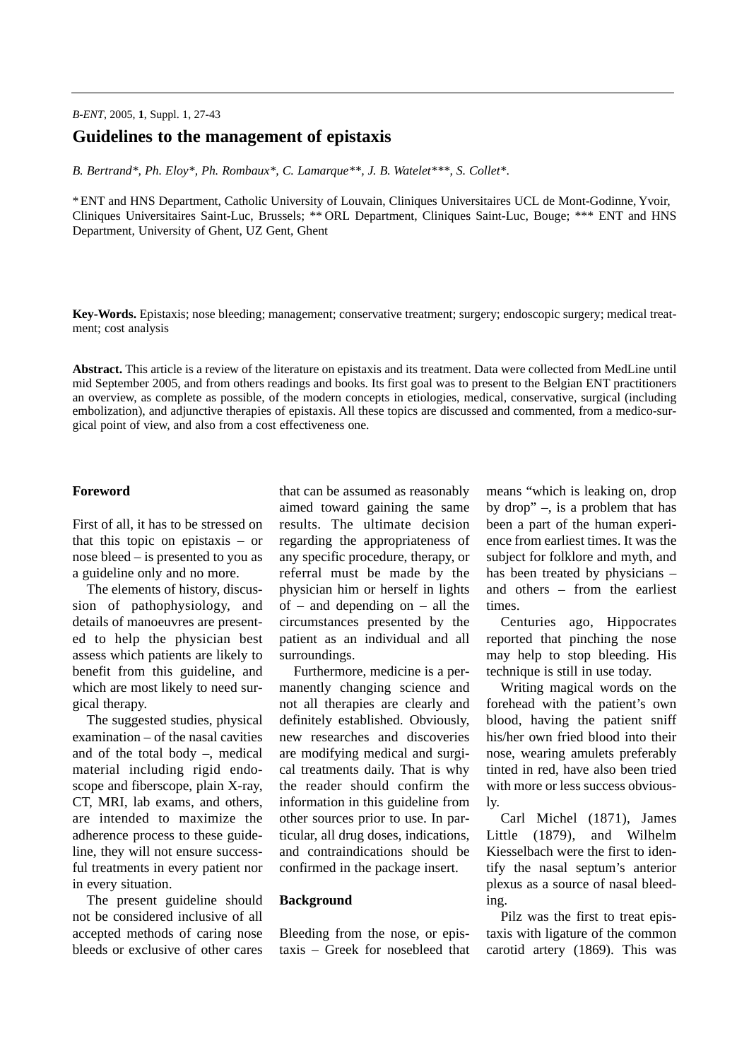# Guidelines to the management of epistaxis

*B. Bertrand\*, Ph. Eloy\*, Ph. Rombaux\*, C. Lamarque\*\*, J. B. Watelet\*\*\*, S. Collet\*.*

\* ENT and HNS Department, Catholic University of Louvain, Cliniques Universitaires UCL de Mont-Godinne, Yvoir, Cliniques Universitaires Saint-Luc, Brussels; \*\* ORL Department, Cliniques Saint-Luc, Bouge; \*\*\* ENT and HNS Department, University of Ghent, UZ Gent, Ghent

**Key-Words.** Epistaxis; nose bleeding; management; conservative treatment; surgery; endoscopic surgery; medical treatment; cost analysis

**Abstract.** This article is a review of the literature on epistaxis and its treatment. Data were collected from MedLine until mid September 2005, and from others readings and books. Its first goal was to present to the Belgian ENT practitioners an overview, as complete as possible, of the modern concepts in etiologies, medical, conservative, surgical (including embolization), and adjunctive therapies of epistaxis. All these topics are discussed and commented, from a medico-surgical point of view, and also from a cost effectiveness one.

## Foreword

First of all, it has to be stressed on that this topic on epistaxis – or nose bleed – is presented to you as a guideline only and no more.

The elements of history, discussion of pathophysiology, and details of manoeuvres are presented to help the physician best assess which patients are likely to benefit from this guideline, and which are most likely to need surgical therapy.

The suggested studies, physical examination – of the nasal cavities and of the total body –, medical material including rigid endoscope and fiberscope, plain X-ray, CT, MRI, lab exams, and others, are intended to maximize the adherence process to these guideline, they will not ensure successful treatments in every patient nor in every situation.

The present guideline should not be considered inclusive of all accepted methods of caring nose bleeds or exclusive of other cares that can be assumed as reasonably aimed toward gaining the same results. The ultimate decision regarding the appropriateness of any specific procedure, therapy, or referral must be made by the physician him or herself in lights of – and depending on – all the circumstances presented by the patient as an individual and all surroundings.

Furthermore, medicine is a permanently changing science and not all therapies are clearly and definitely established. Obviously, new researches and discoveries are modifying medical and surgical treatments daily. That is why the reader should confirm the information in this guideline from other sources prior to use. In particular, all drug doses, indications, and contraindications should be confirmed in the package insert.

## Background

Bleeding from the nose, or epistaxis – Greek for nosebleed that means "which is leaking on, drop by drop" –, is a problem that has been a part of the human experience from earliest times. It was the subject for folklore and myth, and has been treated by physicians – and others – from the earliest times.

Centuries ago, Hippocrates reported that pinching the nose may help to stop bleeding. His technique is still in use today.

Writing magical words on the forehead with the patient's own blood, having the patient sniff his/her own fried blood into their nose, wearing amulets preferably tinted in red, have also been tried with more or less success obviously.

Carl Michel (1871), James Little (1879), and Wilhelm Kiesselbach were the first to identify the nasal septum's anterior plexus as a source of nasal bleeding.

Pilz was the first to treat epistaxis with ligature of the common carotid artery (1869). This was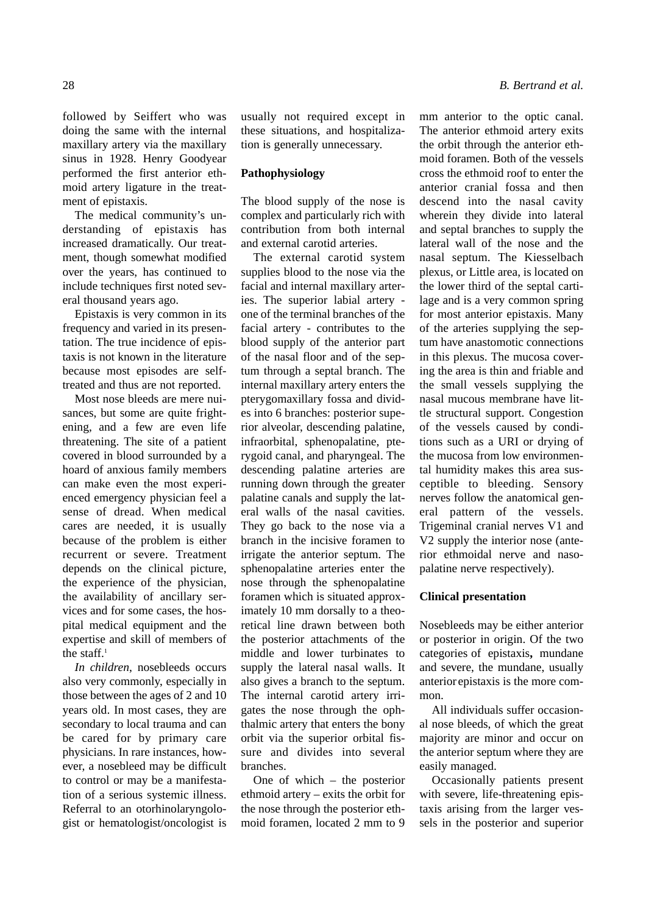followed by Seiffert who was doing the same with the internal maxillary artery via the maxillary sinus in 1928. Henry Goodyear performed the first anterior ethmoid artery ligature in the treatment of epistaxis.

The medical community's understanding of epistaxis has increased dramatically. Our treatment, though somewhat modified over the years, has continued to include techniques first noted several thousand years ago.

Epistaxis is very common in its frequency and varied in its presentation. The true incidence of epistaxis is not known in the literature because most episodes are self-treated and thus are not reported.

Most nose bleeds are mere nuisances, but some are quite frightening, and a few are even life threatening. The site of a patient covered in blood surrounded by a hoard of anxious family members can make even the most experienced emergency physician feel a sense of dread. When medical cares are needed, it is usually because of the problem is either recurrent or severe. Treatment depends on the clinical picture, the experience of the physician, the availability of ancillary services and for some cases, the hospital medical equipment and the expertise and skill of members of the staff.[1]

*In children*, nosebleeds occurs also very commonly, especially in those between the ages of 2 and 10 years old. In most cases, they are secondary to local trauma and can be cared for by primary care physicians. In rare instances, however, a nosebleed may be difficult to control or may be a manifestation of a serious systemic illness. Referral to an otorhinolaryngologist or hematologist/oncologist is usually not required except in these situations, and hospitalization is generally unnecessary.

**Pathophysiology**

The blood supply of the nose is complex and particularly rich with contribution from both internal and external carotid arteries.

The external carotid system supplies blood to the nose via the facial and internal maxillary arteries. The superior labial artery - one of the terminal branches of the facial artery - contributes to the blood supply of the anterior part of the nasal floor and of the septum through a septal branch. The internal maxillary artery enters the pterygomaxillary fossa and divides into 6 branches: posterior superior alveolar, descending palatine, infraorbital, sphenopalatine, pterygoid canal, and pharyngeal. The descending palatine arteries are running down through the greater palatine canals and supply the lateral walls of the nasal cavities. They go back to the nose via a branch in the incisive foramen to irrigate the anterior septum. The sphenopalatine arteries enter the nose through the sphenopalatine foramen which is situated approximately 10 mm dorsally to a theoretical line drawn between both the posterior attachments of the middle and lower turbinates to supply the lateral nasal walls. It also gives a branch to the septum. The internal carotid artery irrigates the nose through the ophthalmic artery that enters the bony orbit via the superior orbital fissure and divides into several branches.

One of which – the posterior ethmoid artery – exits the orbit for the nose through the posterior ethmoid foramen, located 2 mm to 9 mm anterior to the optic canal. The anterior ethmoid artery exits the orbit through the anterior ethmoid foramen. Both of the vessels cross the ethmoid roof to enter the anterior cranial fossa and then descend into the nasal cavity wherein they divide into lateral and septal branches to supply the lateral wall of the nose and the nasal septum. The Kiesselbach plexus, or Little area, is located on the lower third of the septal cartilage and is a very common spring for most anterior epistaxis. Many of the arteries supplying the septum have anastomotic connections in this plexus. The mucosa covering the area is thin and friable and the small vessels supplying the nasal mucous membrane have little structural support. Congestion of the vessels caused by conditions such as a URI or drying of the mucosa from low environmental humidity makes this area susceptible to bleeding. Sensory nerves follow the anatomical general pattern of the vessels. Trigeminal cranial nerves V1 and V2 supply the interior nose (anterior ethmoidal nerve and nasopalatine nerve respectively).

**Clinical presentation**

Nosebleeds may be either anterior or posterior in origin. Of the two categories of epistaxis**,** mundane and severe, the mundane, usually anterior epistaxis is the more common.

All individuals suffer occasional nose bleeds, of which the great majority are minor and occur on the anterior septum where they are easily managed.

Occasionally patients present with severe, life-threatening epistaxis arising from the larger vessels in the posterior and superior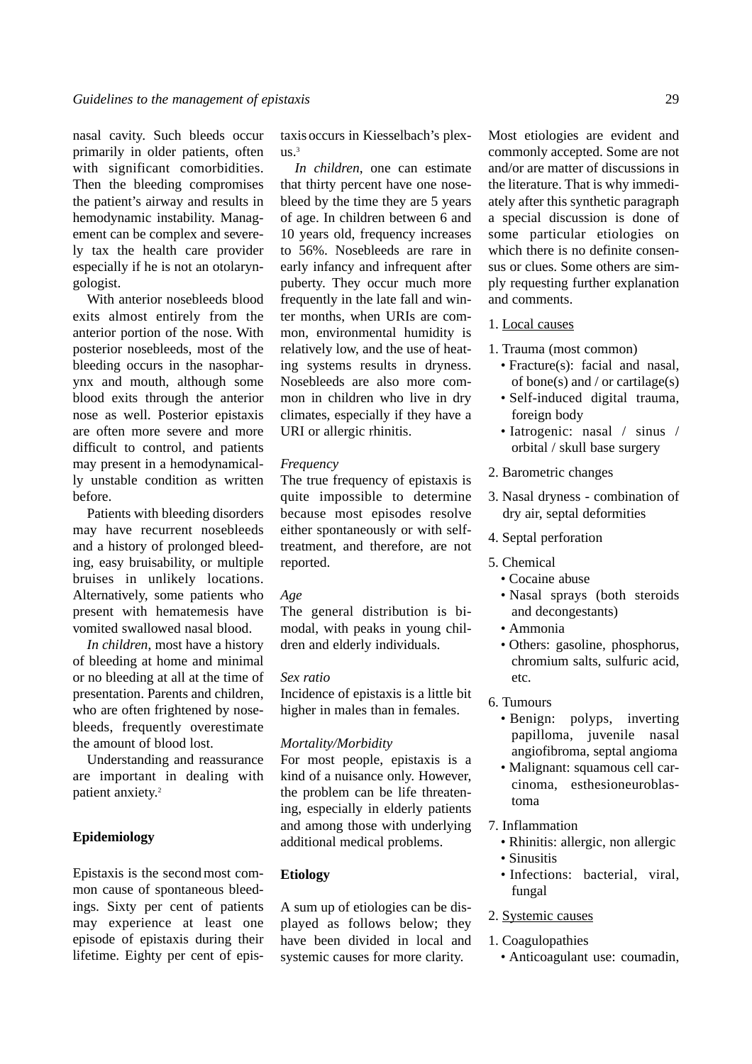nasal cavity. Such bleeds occur primarily in older patients, often with significant comorbidities. Then the bleeding compromises the patient's airway and results in hemodynamic instability. Management can be complex and severely tax the health care provider especially if he is not an otolaryngologist.

With anterior nosebleeds blood exits almost entirely from the anterior portion of the nose. With posterior nosebleeds, most of the bleeding occurs in the nasopharynx and mouth, although some blood exits through the anterior nose as well. Posterior epistaxis are often more severe and more difficult to control, and patients may present in a hemodynamically unstable condition as written before.

Patients with bleeding disorders may have recurrent nosebleeds and a history of prolonged bleeding, easy bruisability, or multiple bruises in unlikely locations. Alternatively, some patients who present with hematemesis have vomited swallowed nasal blood.

*In children,* most have a history of bleeding at home and minimal or no bleeding at all at the time of presentation. Parents and children, who are often frightened by nosebleeds, frequently overestimate the amount of blood lost.

Understanding and reassurance are important in dealing with patient anxiety.[2]

## Epidemiology

Epistaxis is the second most common cause of spontaneous bleedings. Sixty per cent of patients may experience at least one episode of epistaxis during their lifetime. Eighty per cent of epistaxis occurs in Kiesselbach's plexus.[3]

*In children*, one can estimate that thirty percent have one nosebleed by the time they are 5 years of age. In children between 6 and 10 years old, frequency increases to 56%. Nosebleeds are rare in early infancy and infrequent after puberty. They occur much more frequently in the late fall and winter months, when URIs are common, environmental humidity is relatively low, and the use of heating systems results in dryness. Nosebleeds are also more common in children who live in dry climates, especially if they have a URI or allergic rhinitis.

*Frequency*

The true frequency of epistaxis is quite impossible to determine because most episodes resolve either spontaneously or with self-treatment, and therefore, are not reported.

*Age*

The general distribution is bimodal, with peaks in young children and elderly individuals.

*Sex ratio*

Incidence of epistaxis is a little bit higher in males than in females.

*Mortality/Morbidity*

For most people, epistaxis is a kind of a nuisance only. However, the problem can be life threatening, especially in elderly patients and among those with underlying additional medical problems.

## Etiology

A sum up of etiologies can be displayed as follows below; they have been divided in local and systemic causes for more clarity.

Most etiologies are evident and commonly accepted. Some are not and/or are matter of discussions in the literature. That is why immediately after this synthetic paragraph a special discussion is done of some particular etiologies on which there is no definite consensus or clues. Some others are simply requesting further explanation and comments.

1. <u>Local causes</u>

1. Trauma (most common)
   - Fracture(s): facial and nasal, of bone(s) and / or cartilage(s)
   - Self-induced digital trauma, foreign body
   - Iatrogenic: nasal / sinus / orbital / skull base surgery
2. Barometric changes
3. Nasal dryness - combination of dry air, septal deformities
4. Septal perforation
5. Chemical
   - Cocaine abuse
   - Nasal sprays (both steroids and decongestants)
   - Ammonia
   - Others: gasoline, phosphorus, chromium salts, sulfuric acid, etc.
6. Tumours
   - Benign: polyps, inverting papilloma, juvenile nasal angiofibroma, septal angioma
   - Malignant: squamous cell carcinoma, esthesioneuroblastoma
7. Inflammation
   - Rhinitis: allergic, non allergic
   - Sinusitis
   - Infections: bacterial, viral, fungal

2. <u>Systemic causes</u>

1. Coagulopathies
   - Anticoagulant use: coumadin,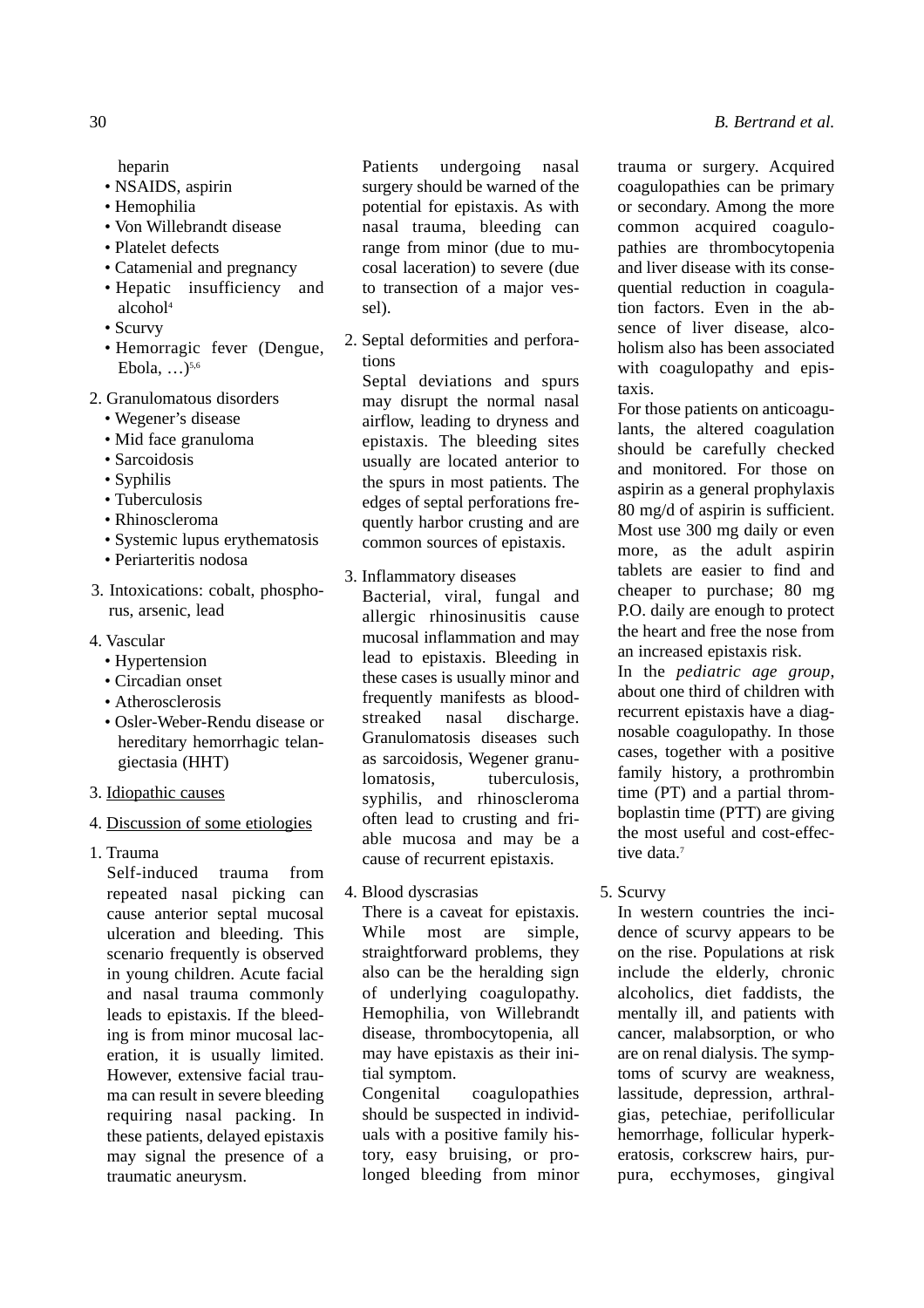heparin

- NSAIDS, aspirin
- Hemophilia
- Von Willebrandt disease
- Platelet defects
- Catamenial and pregnancy
- Hepatic insufficiency and alcohol[4]
- Scurvy
- Hemorragic fever (Dengue, Ebola, …)[5,6]

2. Granulomatous disorders
   - Wegener's disease
   - Mid face granuloma
   - Sarcoidosis
   - Syphilis
   - Tuberculosis
   - Rhinoscleroma
   - Systemic lupus erythematosis
   - Periarteritis nodosa

3. Intoxications: cobalt, phosphorus, arsenic, lead

4. Vascular
   - Hypertension
   - Circadian onset
   - Atherosclerosis
   - Osler-Weber-Rendu disease or hereditary hemorrhagic telangiectasia (HHT)

3. <u>Idiopathic causes</u>

4. <u>Discussion of some etiologies</u>

1. Trauma

Self-induced trauma from repeated nasal picking can cause anterior septal mucosal ulceration and bleeding. This scenario frequently is observed in young children. Acute facial and nasal trauma commonly leads to epistaxis. If the bleeding is from minor mucosal laceration, it is usually limited. However, extensive facial trauma can result in severe bleeding requiring nasal packing. In these patients, delayed epistaxis may signal the presence of a traumatic aneurysm.

Patients undergoing nasal surgery should be warned of the potential for epistaxis. As with nasal trauma, bleeding can range from minor (due to mucosal laceration) to severe (due to transection of a major vessel).

2. Septal deformities and perforations

Septal deviations and spurs may disrupt the normal nasal airflow, leading to dryness and epistaxis. The bleeding sites usually are located anterior to the spurs in most patients. The edges of septal perforations frequently harbor crusting and are common sources of epistaxis.

3. Inflammatory diseases

Bacterial, viral, fungal and allergic rhinosinusitis cause mucosal inflammation and may lead to epistaxis. Bleeding in these cases is usually minor and frequently manifests as blood-streaked nasal discharge. Granulomatosis diseases such as sarcoidosis, Wegener granulomatosis, tuberculosis, syphilis, and rhinoscleroma often lead to crusting and friable mucosa and may be a cause of recurrent epistaxis.

4. Blood dyscrasias

There is a caveat for epistaxis. While most are simple, straightforward problems, they also can be the heralding sign of underlying coagulopathy. Hemophilia, von Willebrandt disease, thrombocytopenia, all may have epistaxis as their initial symptom.

Congenital coagulopathies should be suspected in individuals with a positive family history, easy bruising, or prolonged bleeding from minor trauma or surgery. Acquired coagulopathies can be primary or secondary. Among the more common acquired coagulopathies are thrombocytopenia and liver disease with its consequential reduction in coagulation factors. Even in the absence of liver disease, alcoholism also has been associated with coagulopathy and epistaxis.

For those patients on anticoagulants, the altered coagulation should be carefully checked and monitored. For those on aspirin as a general prophylaxis 80 mg/d of aspirin is sufficient. Most use 300 mg daily or even more, as the adult aspirin tablets are easier to find and cheaper to purchase; 80 mg P.O. daily are enough to protect the heart and free the nose from an increased epistaxis risk.

In the *pediatric age group*, about one third of children with recurrent epistaxis have a diagnosable coagulopathy. In those cases, together with a positive family history, a prothrombin time (PT) and a partial thromboplastin time (PTT) are giving the most useful and cost-effective data.[7]

5. Scurvy

In western countries the incidence of scurvy appears to be on the rise. Populations at risk include the elderly, chronic alcoholics, diet faddists, the mentally ill, and patients with cancer, malabsorption, or who are on renal dialysis. The symptoms of scurvy are weakness, lassitude, depression, arthralgias, petechiae, perifollicular hemorrhage, follicular hyperkeratosis, corkscrew hairs, purpura, ecchymoses, gingival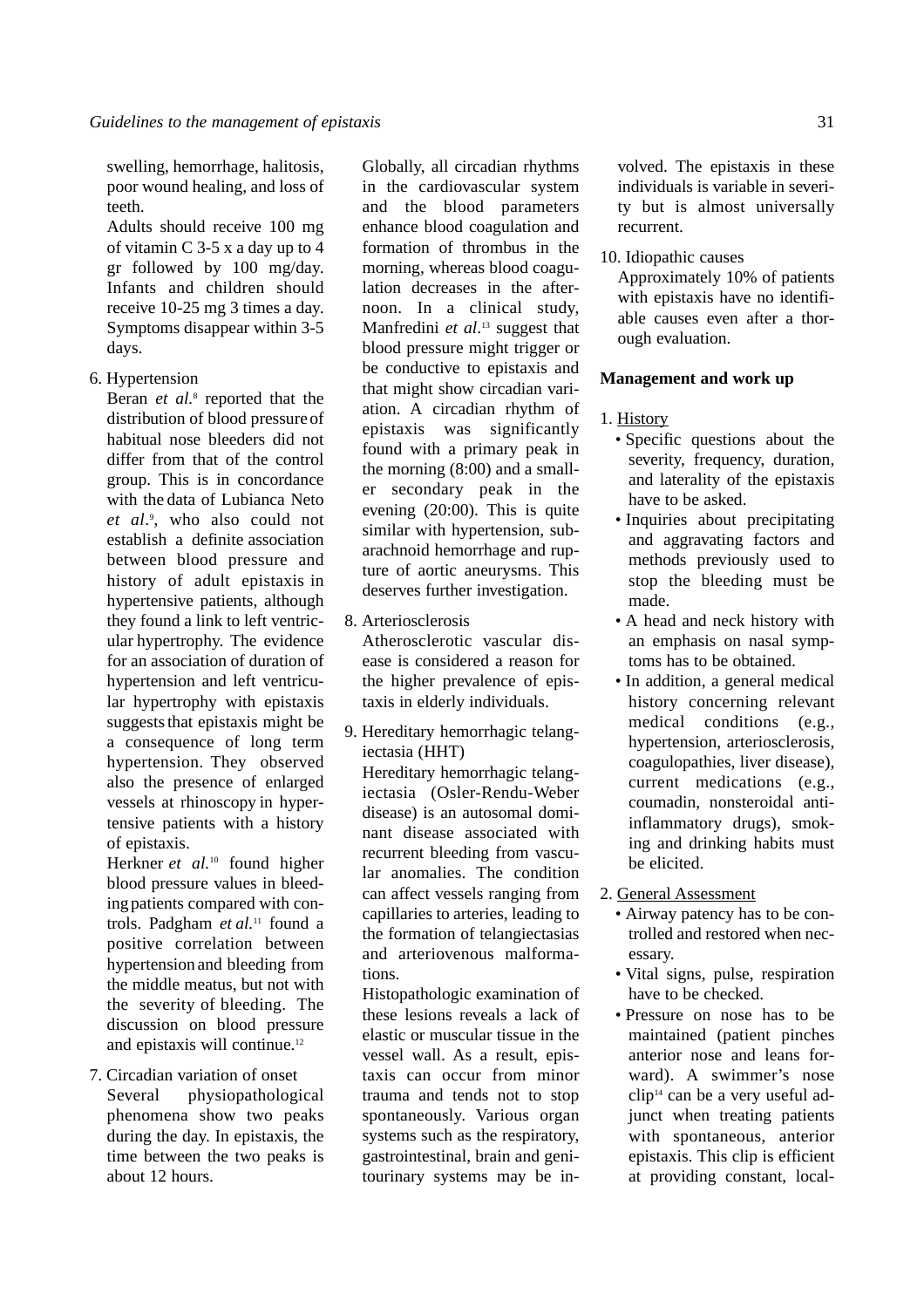swelling, hemorrhage, halitosis, poor wound healing, and loss of teeth.

Adults should receive 100 mg of vitamin C 3-5 x a day up to 4 gr followed by 100 mg/day. Infants and children should receive 10-25 mg 3 times a day. Symptoms disappear within 3-5 days.

6. Hypertension

Beran *et al.*[8] reported that the distribution of blood pressure of habitual nose bleeders did not differ from that of the control group. This is in concordance with the data of Lubianca Neto *et al*.[9], who also could not establish a definite association between blood pressure and history of adult epistaxis in hypertensive patients, although they found a link to left ventricular hypertrophy. The evidence for an association of duration of hypertension and left ventricular hypertrophy with epistaxis suggests that epistaxis might be a consequence of long term hypertension. They observed also the presence of enlarged vessels at rhinoscopy in hypertensive patients with a history of epistaxis.

Herkner *et al.*[10] found higher blood pressure values in bleeding patients compared with controls. Padgham *et al.*[11] found a positive correlation between hypertension and bleeding from the middle meatus, but not with the severity of bleeding. The discussion on blood pressure and epistaxis will continue.[12]

7. Circadian variation of onset

Several physiopathological phenomena show two peaks during the day. In epistaxis, the time between the two peaks is about 12 hours.

Globally, all circadian rhythms in the cardiovascular system and the blood parameters enhance blood coagulation and formation of thrombus in the morning, whereas blood coagulation decreases in the afternoon. In a clinical study, Manfredini *et al*.[13] suggest that blood pressure might trigger or be conductive to epistaxis and that might show circadian variation. A circadian rhythm of epistaxis was significantly found with a primary peak in the morning (8:00) and a smaller secondary peak in the evening (20:00). This is quite similar with hypertension, subarachnoid hemorrhage and rupture of aortic aneurysms. This deserves further investigation.

8. Arteriosclerosis

Atherosclerotic vascular disease is considered a reason for the higher prevalence of epistaxis in elderly individuals.

9. Hereditary hemorrhagic telangiectasia (HHT)

Hereditary hemorrhagic telangiectasia (Osler-Rendu-Weber disease) is an autosomal dominant disease associated with recurrent bleeding from vascular anomalies. The condition can affect vessels ranging from capillaries to arteries, leading to the formation of telangiectasias and arteriovenous malformations.

Histopathologic examination of these lesions reveals a lack of elastic or muscular tissue in the vessel wall. As a result, epistaxis can occur from minor trauma and tends not to stop spontaneously. Various organ systems such as the respiratory, gastrointestinal, brain and genitourinary systems may be involved. The epistaxis in these individuals is variable in severity but is almost universally recurrent.

10. Idiopathic causes

Approximately 10% of patients with epistaxis have no identifiable causes even after a thorough evaluation.

**Management and work up**

1. History
   - Specific questions about the severity, frequency, duration, and laterality of the epistaxis have to be asked.
   - Inquiries about precipitating and aggravating factors and methods previously used to stop the bleeding must be made.
   - A head and neck history with an emphasis on nasal symptoms has to be obtained.
   - In addition, a general medical history concerning relevant medical conditions (e.g., hypertension, arteriosclerosis, coagulopathies, liver disease), current medications (e.g., coumadin, nonsteroidal anti-inflammatory drugs), smoking and drinking habits must be elicited.

2. General Assessment
   - Airway patency has to be controlled and restored when necessary.
   - Vital signs, pulse, respiration have to be checked.
   - Pressure on nose has to be maintained (patient pinches anterior nose and leans forward). A swimmer's nose clip[14] can be a very useful adjunct when treating patients with spontaneous, anterior epistaxis. This clip is efficient at providing constant, local-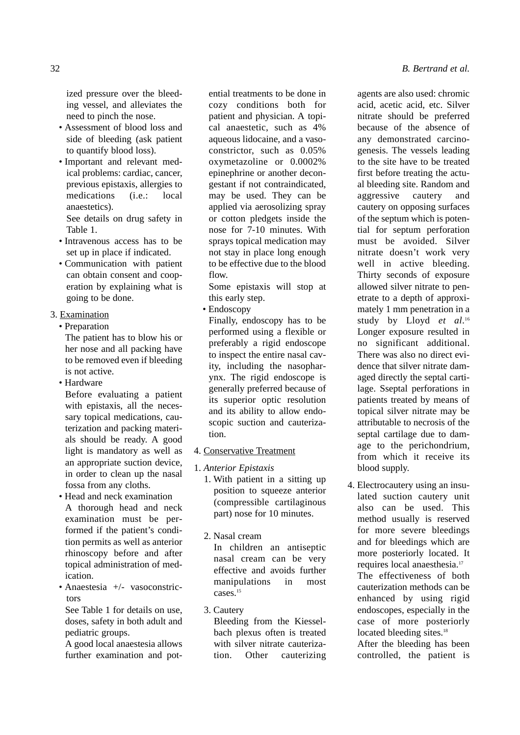ized pressure over the bleeding vessel, and alleviates the need to pinch the nose.

- Assessment of blood loss and side of bleeding (ask patient to quantify blood loss).
- Important and relevant medical problems: cardiac, cancer, previous epistaxis, allergies to medications (i.e.: local anaestetics).

  See details on drug safety in Table 1.
- Intravenous access has to be set up in place if indicated.
- Communication with patient can obtain consent and cooperation by explaining what is going to be done.

3. Examination

- Preparation

  The patient has to blow his or her nose and all packing have to be removed even if bleeding is not active.
- Hardware

  Before evaluating a patient with epistaxis, all the necessary topical medications, cauterization and packing materials should be ready. A good light is mandatory as well as an appropriate suction device, in order to clean up the nasal fossa from any cloths.
- Head and neck examination

  A thorough head and neck examination must be performed if the patient's condition permits as well as anterior rhinoscopy before and after topical administration of medication.
- Anaestesia +/- vasoconstrictors

  See Table 1 for details on use, doses, safety in both adult and pediatric groups.

  A good local anaestesia allows further examination and potential treatments to be done in cozy conditions both for patient and physician. A topical anaestetic, such as 4% aqueous lidocaine, and a vasoconstrictor, such as 0.05% oxymetazoline or 0.0002% epinephrine or another decongestant if not contraindicated, may be used. They can be applied via aerosolizing spray or cotton pledgets inside the nose for 7-10 minutes. With sprays topical medication may not stay in place long enough to be effective due to the blood flow.

  Some epistaxis will stop at this early step.
- Endoscopy

  Finally, endoscopy has to be performed using a flexible or preferably a rigid endoscope to inspect the entire nasal cavity, including the nasopharynx. The rigid endoscope is generally preferred because of its superior optic resolution and its ability to allow endoscopic suction and cauterization.

4. Conservative Treatment

1. *Anterior Epistaxis*

   1. With patient in a sitting up position to squeeze anterior (compressible cartilaginous part) nose for 10 minutes.

   2. Nasal cream

      In children an antiseptic nasal cream can be very effective and avoids further manipulations in most cases.[15]

   3. Cautery

      Bleeding from the Kiesselbach plexus often is treated with silver nitrate cauterization. Other cauterizing agents are also used: chromic acid, acetic acid, etc. Silver nitrate should be preferred because of the absence of any demonstrated carcinogenesis. The vessels leading to the site have to be treated first before treating the actual bleeding site. Random and aggressive cautery and cautery on opposing surfaces of the septum which is potential for septum perforation must be avoided. Silver nitrate doesn't work very well in active bleeding. Thirty seconds of exposure allowed silver nitrate to penetrate to a depth of approximately 1 mm penetration in a study by Lloyd *et al*.[16] Longer exposure resulted in no significant additional. There was also no direct evidence that silver nitrate damaged directly the septal cartilage. Sseptal perforations in patients treated by means of topical silver nitrate may be attributable to necrosis of the septal cartilage due to damage to the perichondrium, from which it receive its blood supply.

   4. Electrocautery using an insulated suction cautery unit also can be used. This method usually is reserved for more severe bleedings and for bleedings which are more posteriorly located. It requires local anaesthesia.[17]

      The effectiveness of both cauterization methods can be enhanced by using rigid endoscopes, especially in the case of more posteriorly located bleeding sites.[18]

      After the bleeding has been controlled, the patient is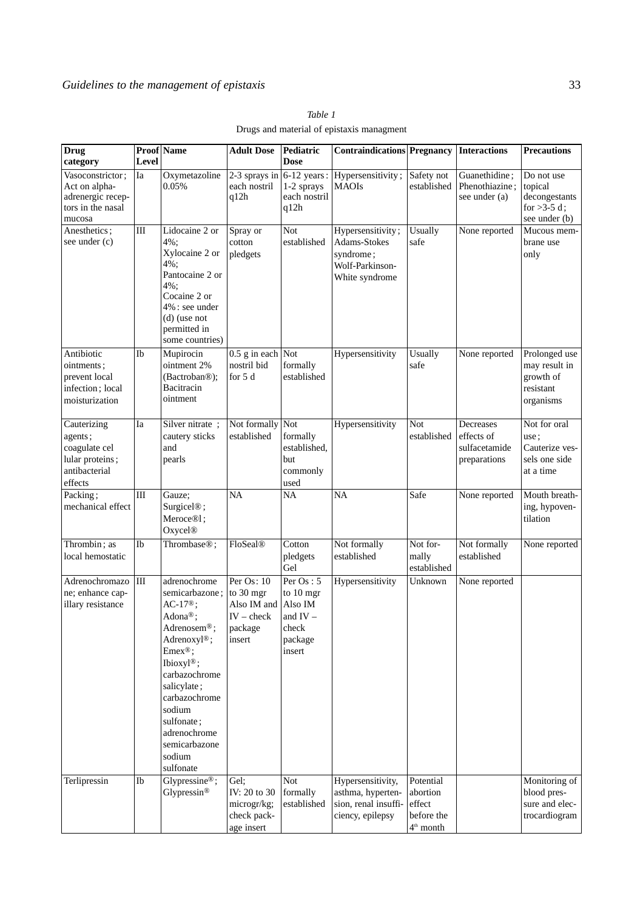*Table 1*
Drugs and material of epistaxis managment

| Drug category | Proof Level | Name | Adult Dose | Pediatric Dose | Contraindications | Pregnancy | Interactions | Precautions |
|---|---|---|---|---|---|---|---|---|
| Vasoconstrictor; Act on alpha-adrenergic receptors in the nasal mucosa | Ia | Oxymetazoline 0.05% | 2-3 sprays in each nostril q12h | 6-12 years: 1-2 sprays each nostril q12h | Hypersensitivity; MAOIs | Safety not established | Guanethidine; Phenothiazine; see under (a) | Do not use topical decongestants for >3-5 d; see under (b) |
| Anesthetics; see under (c) | III | Lidocaine 2 or 4%; Xylocaine 2 or 4%; Pantocaine 2 or 4%; Cocaine 2 or 4%: see under (d) (use not permitted in some countries) | Spray or cotton pledgets | Not established | Hypersensitivity; Adams-Stokes syndrome; Wolf-Parkinson-White syndrome | Usually safe | None reported | Mucous membrane use only |
| Antibiotic ointments; prevent local infection; local moisturization | Ib | Mupirocin ointment 2% (Bactroban®); Bacitracin ointment | 0.5 g in each nostril bid for 5 d | Not formally established | Hypersensitivity | Usually safe | None reported | Prolonged use may result in growth of resistant organisms |
| Cauterizing agents; coagulate cellular proteins; antibacterial effects | Ia | Silver nitrate; cautery sticks and pearls | Not formally established | Not formally established, but commonly used | Hypersensitivity | Not established | Decreases effects of sulfacetamide preparations | Not for oral use; Cauterize vessels one side at a time |
| Packing; mechanical effect | III | Gauze; Surgicel®; Meroce®l; Oxycel® | NA | NA | NA | Safe | None reported | Mouth breathing, hypoventilation |
| Thrombin; as local hemostatic | Ib | Thrombase®; | FloSeal® | Cotton pledgets Gel | Not formally established | Not formally established | Not formally established | None reported |
| Adrenochromazone; enhance capillary resistance | III | adrenochrome semicarbazone; AC-17®; Adona®; Adrenosem®; Adrenoxyl®; Emex®; Ibioxyl®; carbazochrome salicylate; carbazochrome sodium sulfonate; adrenochrome semicarbazone sodium sulfonate | Per Os: 10 to 30 mgr Also IM and IV – check package insert | Per Os: 5 to 10 mgr Also IM and IV – check package insert | Hypersensitivity | Unknown | None reported | |
| Terlipressin | Ib | Glypressine®; Glypressin® | Gel; IV: 20 to 30 microgr/kg; check package insert | Not formally established | Hypersensitivity, asthma, hypertension, renal insufficiency, epilepsy | Potential abortion effect before the 4th month | | Monitoring of blood pressure and electrocardiogram |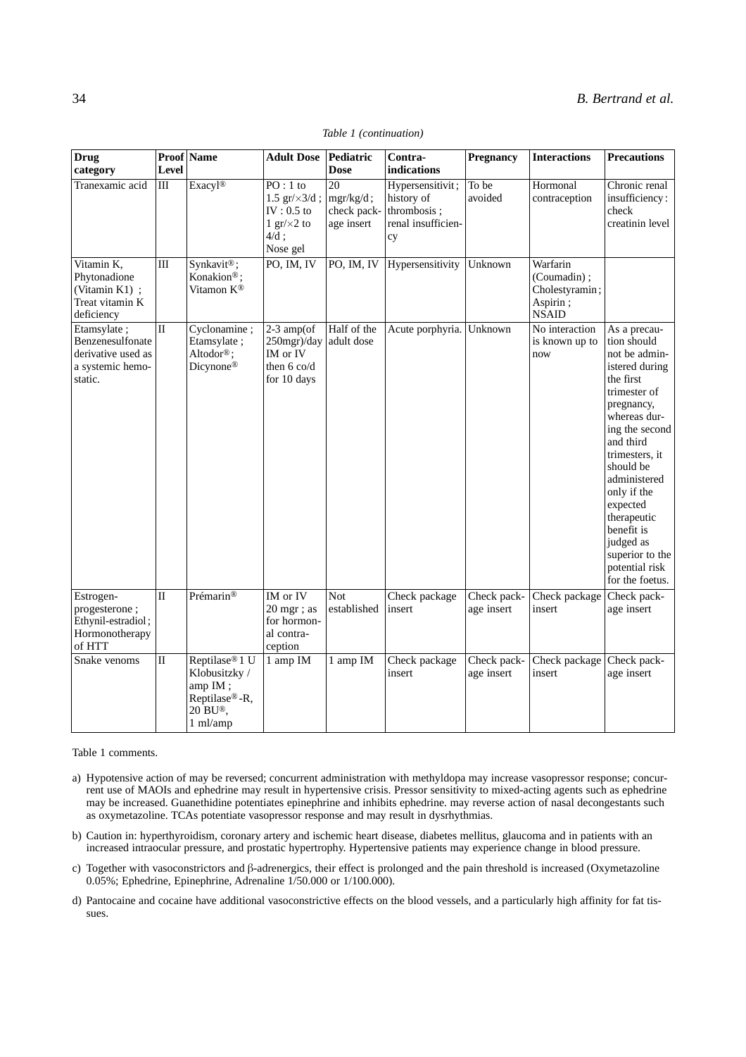*Table 1 (continuation)*

| Drug category | Proof Level | Name | Adult Dose | Pediatric Dose | Contra-indications | Pregnancy | Interactions | Precautions |
|---|---|---|---|---|---|---|---|---|
| Tranexamic acid | III | Exacyl® | PO : 1 to 1.5 gr/×3/d ; IV : 0.5 to 1 gr/×2 to 4/d ; Nose gel | 20 mgr/kg/d ; check package insert | Hypersensitivit ; history of thrombosis ; renal insufficiency | To be avoided | Hormonal contraception | Chronic renal insufficiency : check creatinin level |
| Vitamin K, Phytonadione (Vitamin K1) ; Treat vitamin K deficiency | III | Synkavit® ; Konakion® ; Vitamon K® | PO, IM, IV | PO, IM, IV | Hypersensitivity | Unknown | Warfarin (Coumadin) ; Cholestyramin ; Aspirin ; NSAID | |
| Etamsylate ; Benzenesulfonate derivative used as a systemic hemostatic. | II | Cyclonamine ; Etamsylate ; Altodor® ; Dicynone® | 2-3 amp(of 250mgr)/day IM or IV then 6 co/d for 10 days | Half of the adult dose | Acute porphyria. | Unknown | No interaction is known up to now | As a precaution should not be administered during the first trimester of pregnancy, whereas during the second and third trimesters, it should be administered only if the expected therapeutic benefit is judged as superior to the potential risk for the foetus. |
| Estrogen-progesterone ; Ethynil-estradiol ; Hormonotherapy of HTT | II | Prémarin® | IM or IV 20 mgr ; as for hormonal contraception | Not established | Check package insert | Check package insert | Check package insert | Check package insert |
| Snake venoms | II | Reptilase® 1 U Klobusitzky / amp IM ; Reptilase®-R, 20 BU®, 1 ml/amp | 1 amp IM | 1 amp IM | Check package insert | Check package insert | Check package insert | Check package insert |

Table 1 comments.

a) Hypotensive action of may be reversed; concurrent administration with methyldopa may increase vasopressor response; concurrent use of MAOIs and ephedrine may result in hypertensive crisis. Pressor sensitivity to mixed-acting agents such as ephedrine may be increased. Guanethidine potentiates epinephrine and inhibits ephedrine. may reverse action of nasal decongestants such as oxymetazoline. TCAs potentiate vasopressor response and may result in dysrhythmias.

b) Caution in: hyperthyroidism, coronary artery and ischemic heart disease, diabetes mellitus, glaucoma and in patients with an increased intraocular pressure, and prostatic hypertrophy. Hypertensive patients may experience change in blood pressure.

c) Together with vasoconstrictors and β-adrenergics, their effect is prolonged and the pain threshold is increased (Oxymetazoline 0.05%; Ephedrine, Epinephrine, Adrenaline 1/50.000 or 1/100.000).

d) Pantocaine and cocaine have additional vasoconstrictive effects on the blood vessels, and a particularly high affinity for fat tissues.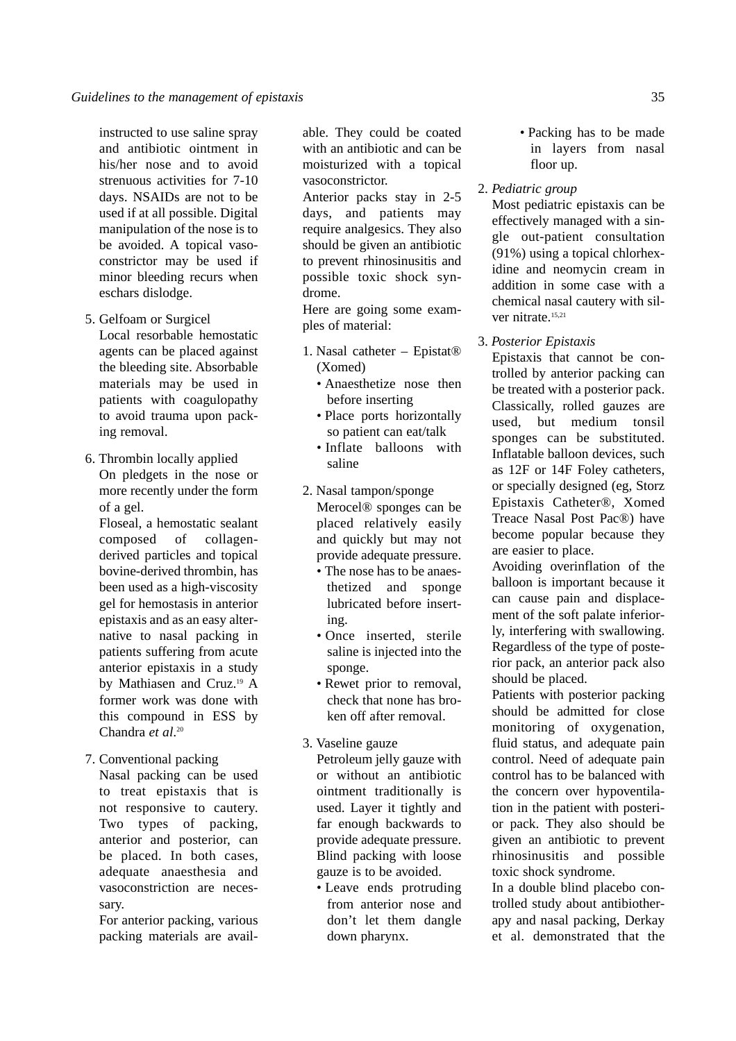instructed to use saline spray and antibiotic ointment in his/her nose and to avoid strenuous activities for 7-10 days. NSAIDs are not to be used if at all possible. Digital manipulation of the nose is to be avoided. A topical vasoconstrictor may be used if minor bleeding recurs when eschars dislodge.

5. Gelfoam or Surgicel
   Local resorbable hemostatic agents can be placed against the bleeding site. Absorbable materials may be used in patients with coagulopathy to avoid trauma upon packing removal.

6. Thrombin locally applied
   On pledgets in the nose or more recently under the form of a gel.
   Floseal, a hemostatic sealant composed of collagen-derived particles and topical bovine-derived thrombin, has been used as a high-viscosity gel for hemostasis in anterior epistaxis and as an easy alternative to nasal packing in patients suffering from acute anterior epistaxis in a study by Mathiasen and Cruz.[19] A former work was done with this compound in ESS by Chandra *et al.*[20]

7. Conventional packing
   Nasal packing can be used to treat epistaxis that is not responsive to cautery. Two types of packing, anterior and posterior, can be placed. In both cases, adequate anaesthesia and vasoconstriction are necessary.
   For anterior packing, various packing materials are available. They could be coated with an antibiotic and can be moisturized with a topical vasoconstrictor.
   Anterior packs stay in 2-5 days, and patients may require analgesics. They also should be given an antibiotic to prevent rhinosinusitis and possible toxic shock syndrome.
   Here are going some examples of material:

   1. Nasal catheter – Epistat® (Xomed)
      - Anaesthetize nose then before inserting
      - Place ports horizontally so patient can eat/talk
      - Inflate balloons with saline
   2. Nasal tampon/sponge
      Merocel® sponges can be placed relatively easily and quickly but may not provide adequate pressure.
      - The nose has to be anaesthetized and sponge lubricated before inserting.
      - Once inserted, sterile saline is injected into the sponge.
      - Rewet prior to removal, check that none has broken off after removal.
   3. Vaseline gauze
      Petroleum jelly gauze with or without an antibiotic ointment traditionally is used. Layer it tightly and far enough backwards to provide adequate pressure. Blind packing with loose gauze is to be avoided.
      - Leave ends protruding from anterior nose and don't let them dangle down pharynx.
      - Packing has to be made in layers from nasal floor up.

2. *Pediatric group*
   Most pediatric epistaxis can be effectively managed with a single out-patient consultation (91%) using a topical chlorhexidine and neomycin cream in addition in some case with a chemical nasal cautery with silver nitrate.[15,21]

3. *Posterior Epistaxis*
   Epistaxis that cannot be controlled by anterior packing can be treated with a posterior pack. Classically, rolled gauzes are used, but medium tonsil sponges can be substituted. Inflatable balloon devices, such as 12F or 14F Foley catheters, or specially designed (eg, Storz Epistaxis Catheter®, Xomed Treace Nasal Post Pac®) have become popular because they are easier to place.
   Avoiding overinflation of the balloon is important because it can cause pain and displacement of the soft palate inferiorly, interfering with swallowing. Regardless of the type of posterior pack, an anterior pack also should be placed.
   Patients with posterior packing should be admitted for close monitoring of oxygenation, fluid status, and adequate pain control. Need of adequate pain control has to be balanced with the concern over hypoventilation in the patient with posterior pack. They also should be given an antibiotic to prevent rhinosinusitis and possible toxic shock syndrome.
   In a double blind placebo controlled study about antibiotherapy and nasal packing, Derkay et al. demonstrated that the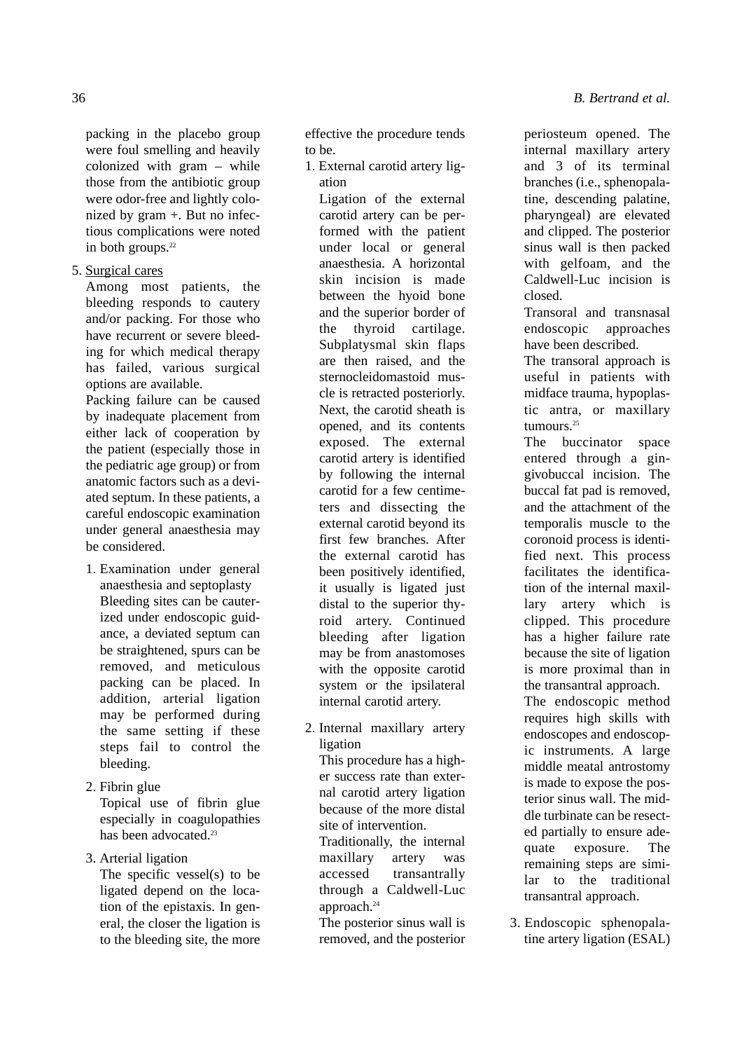packing in the placebo group were foul smelling and heavily colonized with gram – while those from the antibiotic group were odor-free and lightly colonized by gram +. But no infectious complications were noted in both groups.[22]

5. Surgical cares

   Among most patients, the bleeding responds to cautery and/or packing. For those who have recurrent or severe bleeding for which medical therapy has failed, various surgical options are available.

   Packing failure can be caused by inadequate placement from either lack of cooperation by the patient (especially those in the pediatric age group) or from anatomic factors such as a deviated septum. In these patients, a careful endoscopic examination under general anaesthesia may be considered.

   1. Examination under general anaesthesia and septoplasty

      Bleeding sites can be cauterized under endoscopic guidance, a deviated septum can be straightened, spurs can be removed, and meticulous packing can be placed. In addition, arterial ligation may be performed during the same setting if these steps fail to control the bleeding.

   2. Fibrin glue

      Topical use of fibrin glue especially in coagulopathies has been advocated.[23]

   3. Arterial ligation

      The specific vessel(s) to be ligated depend on the location of the epistaxis. In general, the closer the ligation is to the bleeding site, the more effective the procedure tends to be.

      1. External carotid artery ligation

         Ligation of the external carotid artery can be performed with the patient under local or general anaesthesia. A horizontal skin incision is made between the hyoid bone and the superior border of the thyroid cartilage. Subplatysmal skin flaps are then raised, and the sternocleidomastoid muscle is retracted posteriorly. Next, the carotid sheath is opened, and its contents exposed. The external carotid artery is identified by following the internal carotid for a few centimeters and dissecting the external carotid beyond its first few branches. After the external carotid has been positively identified, it usually is ligated just distal to the superior thyroid artery. Continued bleeding after ligation may be from anastomoses with the opposite carotid system or the ipsilateral internal carotid artery.

      2. Internal maxillary artery ligation

         This procedure has a higher success rate than external carotid artery ligation because of the more distal site of intervention.

         Traditionally, the internal maxillary artery was accessed transantrally through a Caldwell-Luc approach.[24]

         The posterior sinus wall is removed, and the posterior periosteum opened. The internal maxillary artery and 3 of its terminal branches (i.e., sphenopalatine, descending palatine, pharyngeal) are elevated and clipped. The posterior sinus wall is then packed with gelfoam, and the Caldwell-Luc incision is closed.

         Transoral and transnasal endoscopic approaches have been described.

         The transoral approach is useful in patients with midface trauma, hypoplastic antra, or maxillary tumours.[25]

         The buccinator space entered through a gingivobuccal incision. The buccal fat pad is removed, and the attachment of the temporalis muscle to the coronoid process is identified next. This process facilitates the identification of the internal maxillary artery which is clipped. This procedure has a higher failure rate because the site of ligation is more proximal than in the transantral approach.

         The endoscopic method requires high skills with endoscopes and endoscopic instruments. A large middle meatal antrostomy is made to expose the posterior sinus wall. The middle turbinate can be resected partially to ensure adequate exposure. The remaining steps are similar to the traditional transantral approach.

      3. Endoscopic sphenopalatine artery ligation (ESAL)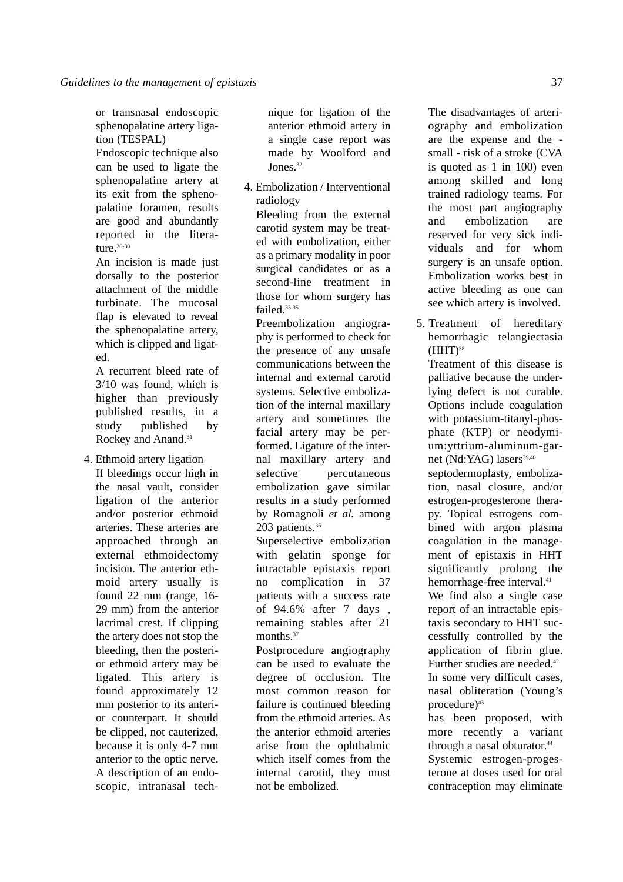or transnasal endoscopic sphenopalatine artery ligation (TESPAL)

Endoscopic technique also can be used to ligate the sphenopalatine artery at its exit from the sphenopalatine foramen, results are good and abundantly reported in the literature.[26-30]

An incision is made just dorsally to the posterior attachment of the middle turbinate. The mucosal flap is elevated to reveal the sphenopalatine artery, which is clipped and ligated.

A recurrent bleed rate of 3/10 was found, which is higher than previously published results, in a study published by Rockey and Anand.[31]

4. Ethmoid artery ligation

If bleedings occur high in the nasal vault, consider ligation of the anterior and/or posterior ethmoid arteries. These arteries are approached through an external ethmoidectomy incision. The anterior ethmoid artery usually is found 22 mm (range, 16-29 mm) from the anterior lacrimal crest. If clipping the artery does not stop the bleeding, then the posterior ethmoid artery may be ligated. This artery is found approximately 12 mm posterior to its anterior counterpart. It should be clipped, not cauterized, because it is only 4-7 mm anterior to the optic nerve. A description of an endoscopic, intranasal technique for ligation of the anterior ethmoid artery in a single case report was made by Woolford and Jones.[32]

4. Embolization / Interventional radiology

Bleeding from the external carotid system may be treated with embolization, either as a primary modality in poor surgical candidates or as a second-line treatment in those for whom surgery has failed.[33-35]

Preembolization angiography is performed to check for the presence of any unsafe communications between the internal and external carotid systems. Selective embolization of the internal maxillary artery and sometimes the facial artery may be performed. Ligature of the internal maxillary artery and selective percutaneous embolization gave similar results in a study performed by Romagnoli *et al.* among 203 patients.[36]

Superselective embolization with gelatin sponge for intractable epistaxis report no complication in 37 patients with a success rate of 94.6% after 7 days , remaining stables after 21 months.[37]

Postprocedure angiography can be used to evaluate the degree of occlusion. The most common reason for failure is continued bleeding from the ethmoid arteries. As the anterior ethmoid arteries arise from the ophthalmic which itself comes from the internal carotid, they must not be embolized.

The disadvantages of arteriography and embolization are the expense and the - small - risk of a stroke (CVA is quoted as 1 in 100) even among skilled and long trained radiology teams. For the most part angiography and embolization are reserved for very sick individuals and for whom surgery is an unsafe option. Embolization works best in active bleeding as one can see which artery is involved.

5. Treatment of hereditary hemorrhagic telangiectasia (HHT)[38]

Treatment of this disease is palliative because the underlying defect is not curable. Options include coagulation with potassium-titanyl-phosphate (KTP) or neodymium:yttrium-aluminum-garnet (Nd:YAG) lasers[39,40]

septodermoplasty, embolization, nasal closure, and/or estrogen-progesterone therapy. Topical estrogens combined with argon plasma coagulation in the management of epistaxis in HHT significantly prolong the hemorrhage-free interval.[41]

We find also a single case report of an intractable epistaxis secondary to HHT successfully controlled by the application of fibrin glue. Further studies are needed.[42]

In some very difficult cases, nasal obliteration (Young's procedure)[43]

has been proposed, with more recently a variant through a nasal obturator.[44]

Systemic estrogen-progesterone at doses used for oral contraception may eliminate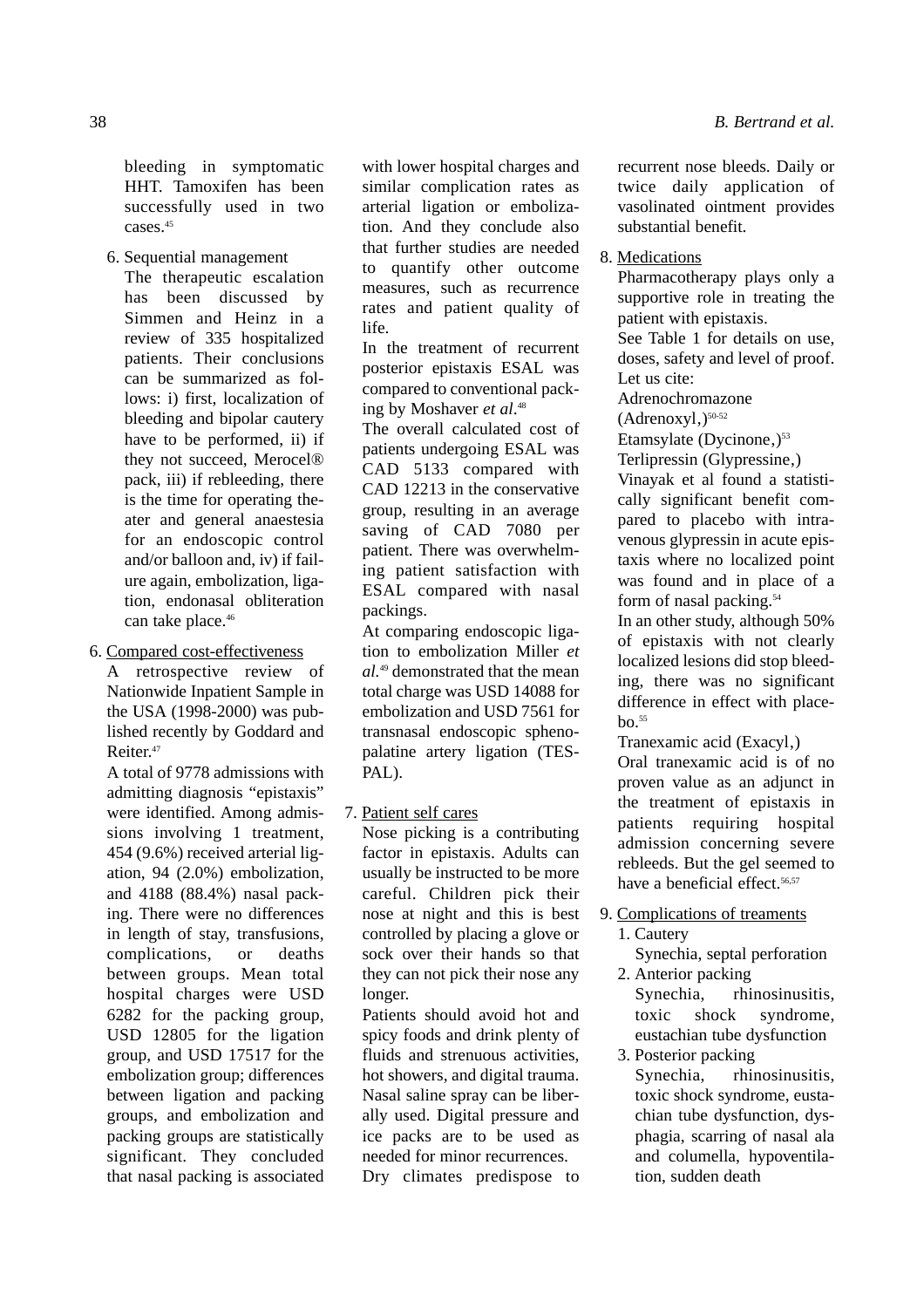bleeding in symptomatic HHT. Tamoxifen has been successfully used in two cases.[45]

6. Sequential management

   The therapeutic escalation has been discussed by Simmen and Heinz in a review of 335 hospitalized patients. Their conclusions can be summarized as follows: i) first, localization of bleeding and bipolar cautery have to be performed, ii) if they not succeed, Merocel® pack, iii) if rebleeding, there is the time for operating theater and general anaestesia for an endoscopic control and/or balloon and, iv) if failure again, embolization, ligation, endonasal obliteration can take place.[46]

6. Compared cost-effectiveness

   A retrospective review of Nationwide Inpatient Sample in the USA (1998-2000) was published recently by Goddard and Reiter.[47]

   A total of 9778 admissions with admitting diagnosis "epistaxis" were identified. Among admissions involving 1 treatment, 454 (9.6%) received arterial ligation, 94 (2.0%) embolization, and 4188 (88.4%) nasal packing. There were no differences in length of stay, transfusions, complications, or deaths between groups. Mean total hospital charges were USD 6282 for the packing group, USD 12805 for the ligation group, and USD 17517 for the embolization group; differences between ligation and packing groups, and embolization and packing groups are statistically significant. They concluded that nasal packing is associated with lower hospital charges and similar complication rates as arterial ligation or embolization. And they conclude also that further studies are needed to quantify other outcome measures, such as recurrence rates and patient quality of life.

   In the treatment of recurrent posterior epistaxis ESAL was compared to conventional packing by Moshaver *et al*.[48]

   The overall calculated cost of patients undergoing ESAL was CAD 5133 compared with CAD 12213 in the conservative group, resulting in an average saving of CAD 7080 per patient. There was overwhelming patient satisfaction with ESAL compared with nasal packings.

   At comparing endoscopic ligation to embolization Miller *et al.*[49] demonstrated that the mean total charge was USD 14088 for embolization and USD 7561 for transnasal endoscopic sphenopalatine artery ligation (TESPAL).

7. Patient self cares

   Nose picking is a contributing factor in epistaxis. Adults can usually be instructed to be more careful. Children pick their nose at night and this is best controlled by placing a glove or sock over their hands so that they can not pick their nose any longer.

   Patients should avoid hot and spicy foods and drink plenty of fluids and strenuous activities, hot showers, and digital trauma. Nasal saline spray can be liberally used. Digital pressure and ice packs are to be used as needed for minor recurrences.

   Dry climates predispose to recurrent nose bleeds. Daily or twice daily application of vasolinated ointment provides substantial benefit.

8. Medications

   Pharmacotherapy plays only a supportive role in treating the patient with epistaxis.

   See Table 1 for details on use, doses, safety and level of proof.

   Let us cite:

   Adrenochromazone (Adrenoxyl,)[50-52]

   Etamsylate (Dycinone,)[53]

   Terlipressin (Glypressine,)

   Vinayak et al found a statistically significant benefit compared to placebo with intravenous glypressin in acute epistaxis where no localized point was found and in place of a form of nasal packing.[54]

   In an other study, although 50% of epistaxis with not clearly localized lesions did stop bleeding, there was no significant difference in effect with placebo.[55]

   Tranexamic acid (Exacyl,)

   Oral tranexamic acid is of no proven value as an adjunct in the treatment of epistaxis in patients requiring hospital admission concerning severe rebleeds. But the gel seemed to have a beneficial effect.[56,57]

9. Complications of treaments
   1. Cautery
      Synechia, septal perforation
   2. Anterior packing
      Synechia, rhinosinusitis, toxic shock syndrome, eustachian tube dysfunction
   3. Posterior packing
      Synechia, rhinosinusitis, toxic shock syndrome, eustachian tube dysfunction, dysphagia, scarring of nasal ala and columella, hypoventilation, sudden death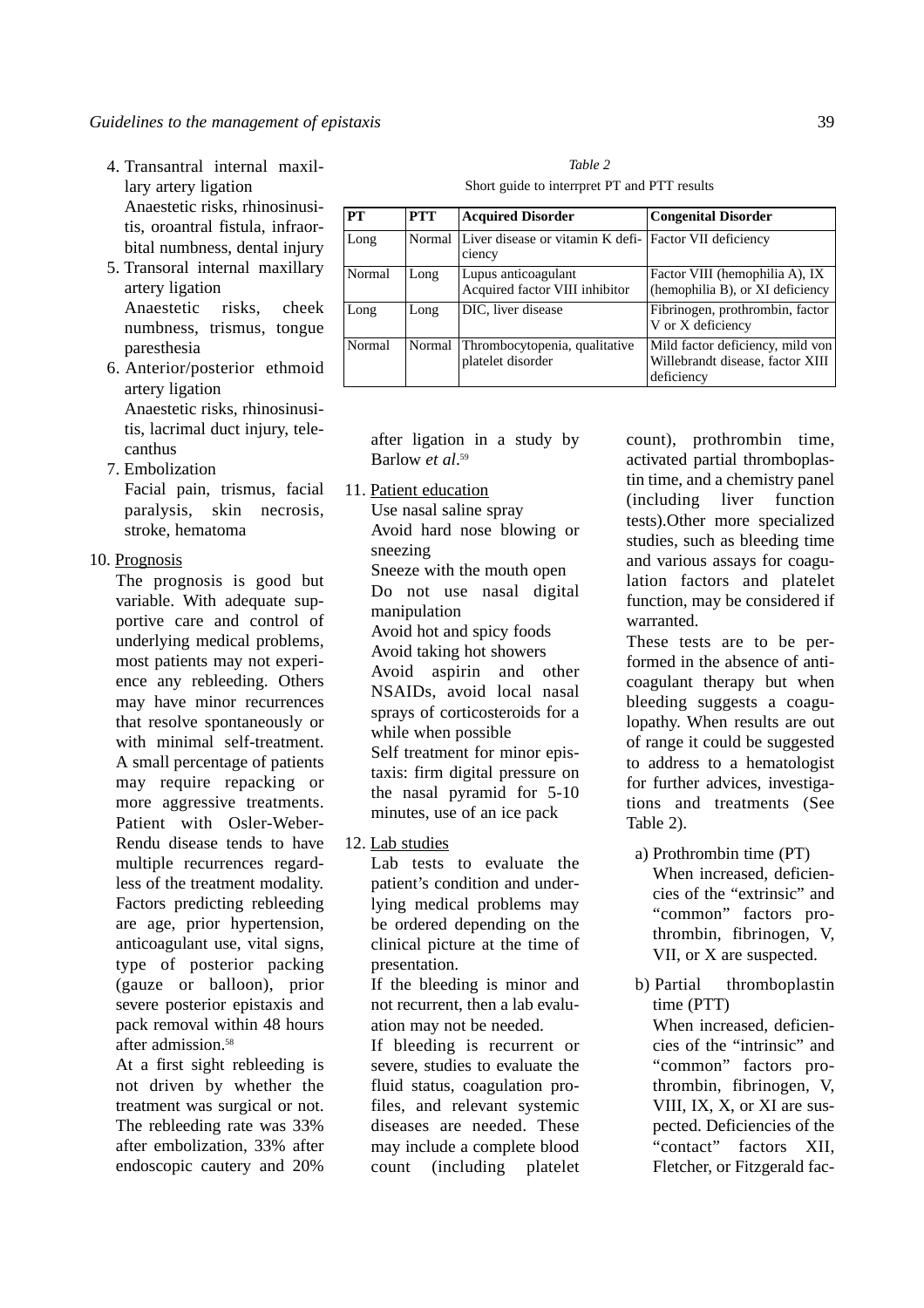4. Transantral internal maxillary artery ligation
   Anaestetic risks, rhinosinusitis, oroantral fistula, infraorbital numbness, dental injury
5. Transoral internal maxillary artery ligation
   Anaestetic risks, cheek numbness, trismus, tongue paresthesia
6. Anterior/posterior ethmoid artery ligation
   Anaestetic risks, rhinosinusitis, lacrimal duct injury, telecanthus
7. Embolization
   Facial pain, trismus, facial paralysis, skin necrosis, stroke, hematoma

10. Prognosis

The prognosis is good but variable. With adequate supportive care and control of underlying medical problems, most patients may not experience any rebleeding. Others may have minor recurrences that resolve spontaneously or with minimal self-treatment. A small percentage of patients may require repacking or more aggressive treatments. Patient with Osler-Weber-Rendu disease tends to have multiple recurrences regardless of the treatment modality. Factors predicting rebleeding are age, prior hypertension, anticoagulant use, vital signs, type of posterior packing (gauze or balloon), prior severe posterior epistaxis and pack removal within 48 hours after admission.[58]

At a first sight rebleeding is not driven by whether the treatment was surgical or not. The rebleeding rate was 33% after embolization, 33% after endoscopic cautery and 20% after ligation in a study by Barlow *et al*.[59]

11. Patient education

Use nasal saline spray
Avoid hard nose blowing or sneezing
Sneeze with the mouth open
Do not use nasal digital manipulation
Avoid hot and spicy foods
Avoid taking hot showers
Avoid aspirin and other NSAIDs, avoid local nasal sprays of corticosteroids for a while when possible
Self treatment for minor epistaxis: firm digital pressure on the nasal pyramid for 5-10 minutes, use of an ice pack

12. Lab studies

Lab tests to evaluate the patient's condition and underlying medical problems may be ordered depending on the clinical picture at the time of presentation.

If the bleeding is minor and not recurrent, then a lab evaluation may not be needed.

If bleeding is recurrent or severe, studies to evaluate the fluid status, coagulation profiles, and relevant systemic diseases are needed. These may include a complete blood count (including platelet count), prothrombin time, activated partial thromboplastin time, and a chemistry panel (including liver function tests).Other more specialized studies, such as bleeding time and various assays for coagulation factors and platelet function, may be considered if warranted.

These tests are to be performed in the absence of anticoagulant therapy but when bleeding suggests a coagulopathy. When results are out of range it could be suggested to address to a hematologist for further advices, investigations and treatments (See Table 2).

*Table 2*
Short guide to interrpret PT and PTT results

| PT | PTT | Acquired Disorder | Congenital Disorder |
|---|---|---|---|
| Long | Normal | Liver disease or vitamin K deficiency | Factor VII deficiency |
| Normal | Long | Lupus anticoagulant<br>Acquired factor VIII inhibitor | Factor VIII (hemophilia A), IX (hemophilia B), or XI deficiency |
| Long | Long | DIC, liver disease | Fibrinogen, prothrombin, factor V or X deficiency |
| Normal | Normal | Thrombocytopenia, qualitative platelet disorder | Mild factor deficiency, mild von Willebrandt disease, factor XIII deficiency |

a) Prothrombin time (PT)
   When increased, deficiencies of the "extrinsic" and "common" factors prothrombin, fibrinogen, V, VII, or X are suspected.

b) Partial thromboplastin time (PTT)
   When increased, deficiencies of the "intrinsic" and "common" factors prothrombin, fibrinogen, V, VIII, IX, X, or XI are suspected. Deficiencies of the "contact" factors XII, Fletcher, or Fitzgerald fac-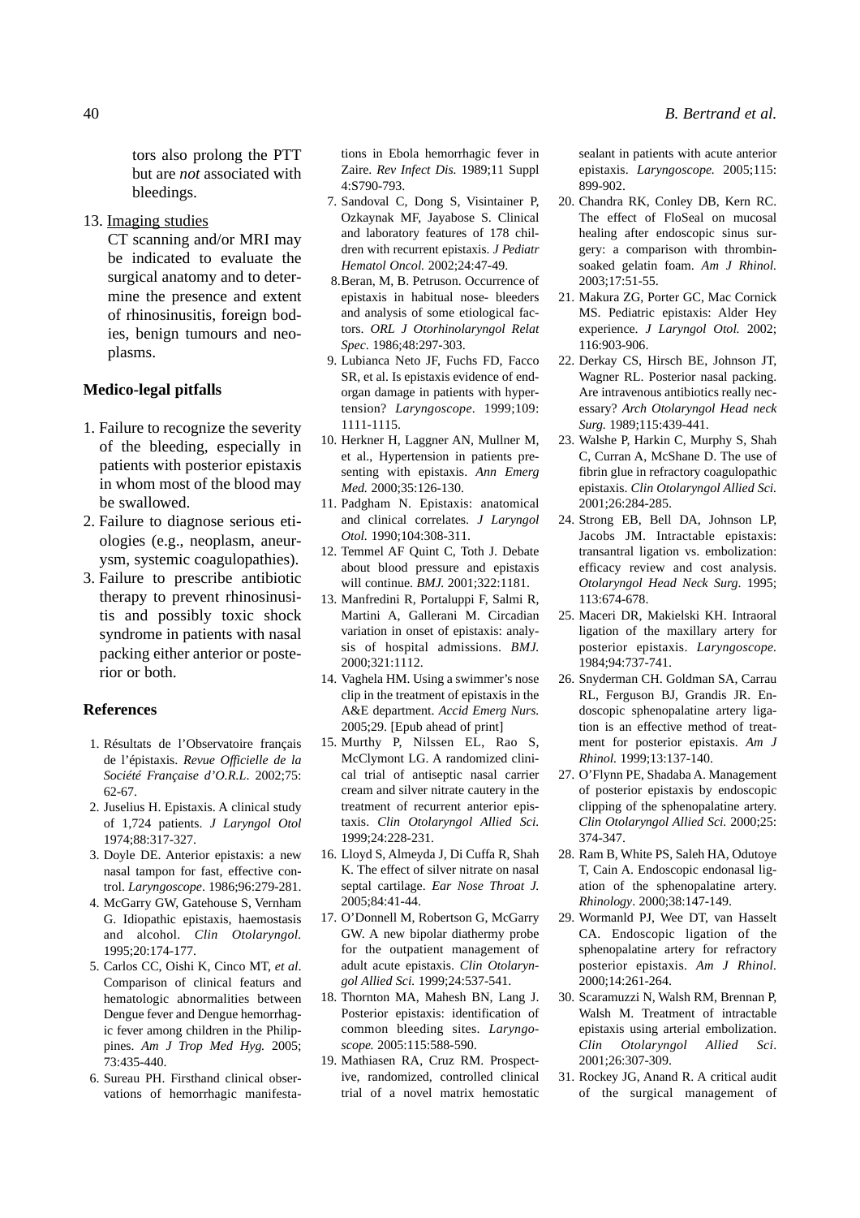tors also prolong the PTT but are *not* associated with bleedings.

13. Imaging studies
    CT scanning and/or MRI may be indicated to evaluate the surgical anatomy and to determine the presence and extent of rhinosinusitis, foreign bodies, benign tumours and neoplasms.

### Medico-legal pitfalls

1. Failure to recognize the severity of the bleeding, especially in patients with posterior epistaxis in whom most of the blood may be swallowed.
2. Failure to diagnose serious etiologies (e.g., neoplasm, aneurysm, systemic coagulopathies).
3. Failure to prescribe antibiotic therapy to prevent rhinosinusitis and possibly toxic shock syndrome in patients with nasal packing either anterior or posterior or both.

### References

1. Résultats de l'Observatoire français de l'épistaxis. *Revue Officielle de la Société Française d'O.R.L*. 2002;75: 62-67.
2. Juselius H. Epistaxis. A clinical study of 1,724 patients. *J Laryngol Otol* 1974;88:317-327.
3. Doyle DE. Anterior epistaxis: a new nasal tampon for fast, effective control. *Laryngoscope*. 1986;96:279-281.
4. McGarry GW, Gatehouse S, Vernham G. Idiopathic epistaxis, haemostasis and alcohol. *Clin Otolaryngol.* 1995;20:174-177.
5. Carlos CC, Oishi K, Cinco MT, *et al*. Comparison of clinical featurs and hematologic abnormalities between Dengue fever and Dengue hemorrhagic fever among children in the Philippines. *Am J Trop Med Hyg.* 2005; 73:435-440.
6. Sureau PH. Firsthand clinical observations of hemorrhagic manifestations in Ebola hemorrhagic fever in Zaire. *Rev Infect Dis.* 1989;11 Suppl 4:S790-793.
7. Sandoval C, Dong S, Visintainer P, Ozkaynak MF, Jayabose S. Clinical and laboratory features of 178 children with recurrent epistaxis. *J Pediatr Hematol Oncol.* 2002;24:47-49.
8. Beran, M, B. Petruson. Occurrence of epistaxis in habitual nose- bleeders and analysis of some etiological factors. *ORL J Otorhinolaryngol Relat Spec*. 1986;48:297-303.
9. Lubianca Neto JF, Fuchs FD, Facco SR, et al. Is epistaxis evidence of end-organ damage in patients with hypertension? *Laryngoscope*. 1999;109: 1111-1115.
10. Herkner H, Laggner AN, Mullner M, et al., Hypertension in patients presenting with epistaxis. *Ann Emerg Med.* 2000;35:126-130.
11. Padgham N. Epistaxis: anatomical and clinical correlates. *J Laryngol Otol.* 1990;104:308-311.
12. Temmel AF Quint C, Toth J. Debate about blood pressure and epistaxis will continue. *BMJ.* 2001;322:1181.
13. Manfredini R, Portaluppi F, Salmi R, Martini A, Gallerani M. Circadian variation in onset of epistaxis: analysis of hospital admissions. *BMJ.* 2000;321:1112.
14. Vaghela HM. Using a swimmer's nose clip in the treatment of epistaxis in the A&E department. *Accid Emerg Nurs.* 2005;29. [Epub ahead of print]
15. Murthy P, Nilssen EL, Rao S, McClymont LG. A randomized clinical trial of antiseptic nasal carrier cream and silver nitrate cautery in the treatment of recurrent anterior epistaxis. *Clin Otolaryngol Allied Sci.* 1999;24:228-231.
16. Lloyd S, Almeyda J, Di Cuffa R, Shah K. The effect of silver nitrate on nasal septal cartilage. *Ear Nose Throat J.* 2005;84:41-44.
17. O'Donnell M, Robertson G, McGarry GW. A new bipolar diathermy probe for the outpatient management of adult acute epistaxis. *Clin Otolaryngol Allied Sci.* 1999;24:537-541.
18. Thornton MA, Mahesh BN, Lang J. Posterior epistaxis: identification of common bleeding sites. *Laryngoscope.* 2005:115:588-590.
19. Mathiasen RA, Cruz RM. Prospective, randomized, controlled clinical trial of a novel matrix hemostatic sealant in patients with acute anterior epistaxis. *Laryngoscope.* 2005;115: 899-902.
20. Chandra RK, Conley DB, Kern RC. The effect of FloSeal on mucosal healing after endoscopic sinus surgery: a comparison with thrombin-soaked gelatin foam. *Am J Rhinol.* 2003;17:51-55.
21. Makura ZG, Porter GC, Mac Cornick MS. Pediatric epistaxis: Alder Hey experience. *J Laryngol Otol.* 2002; 116:903-906.
22. Derkay CS, Hirsch BE, Johnson JT, Wagner RL. Posterior nasal packing. Are intravenous antibiotics really necessary? *Arch Otolaryngol Head neck Surg.* 1989;115:439-441.
23. Walshe P, Harkin C, Murphy S, Shah C, Curran A, McShane D. The use of fibrin glue in refractory coagulopathic epistaxis. *Clin Otolaryngol Allied Sci.* 2001;26:284-285.
24. Strong EB, Bell DA, Johnson LP, Jacobs JM. Intractable epistaxis: transantral ligation vs. embolization: efficacy review and cost analysis. *Otolaryngol Head Neck Surg*. 1995; 113:674-678.
25. Maceri DR, Makielski KH. Intraoral ligation of the maxillary artery for posterior epistaxis. *Laryngoscope.* 1984;94:737-741.
26. Snyderman CH. Goldman SA, Carrau RL, Ferguson BJ, Grandis JR. Endoscopic sphenopalatine artery ligation is an effective method of treatment for posterior epistaxis. *Am J Rhinol.* 1999;13:137-140.
27. O'Flynn PE, Shadaba A. Management of posterior epistaxis by endoscopic clipping of the sphenopalatine artery. *Clin Otolaryngol Allied Sci.* 2000;25: 374-347.
28. Ram B, White PS, Saleh HA, Odutoye T, Cain A. Endoscopic endonasal ligation of the sphenopalatine artery. *Rhinology*. 2000;38:147-149.
29. Wormanld PJ, Wee DT, van Hasselt CA. Endoscopic ligation of the sphenopalatine artery for refractory posterior epistaxis. *Am J Rhinol.* 2000;14:261-264.
30. Scaramuzzi N, Walsh RM, Brennan P, Walsh M. Treatment of intractable epistaxis using arterial embolization. *Clin Otolaryngol Allied Sci*. 2001;26:307-309.
31. Rockey JG, Anand R. A critical audit of the surgical management of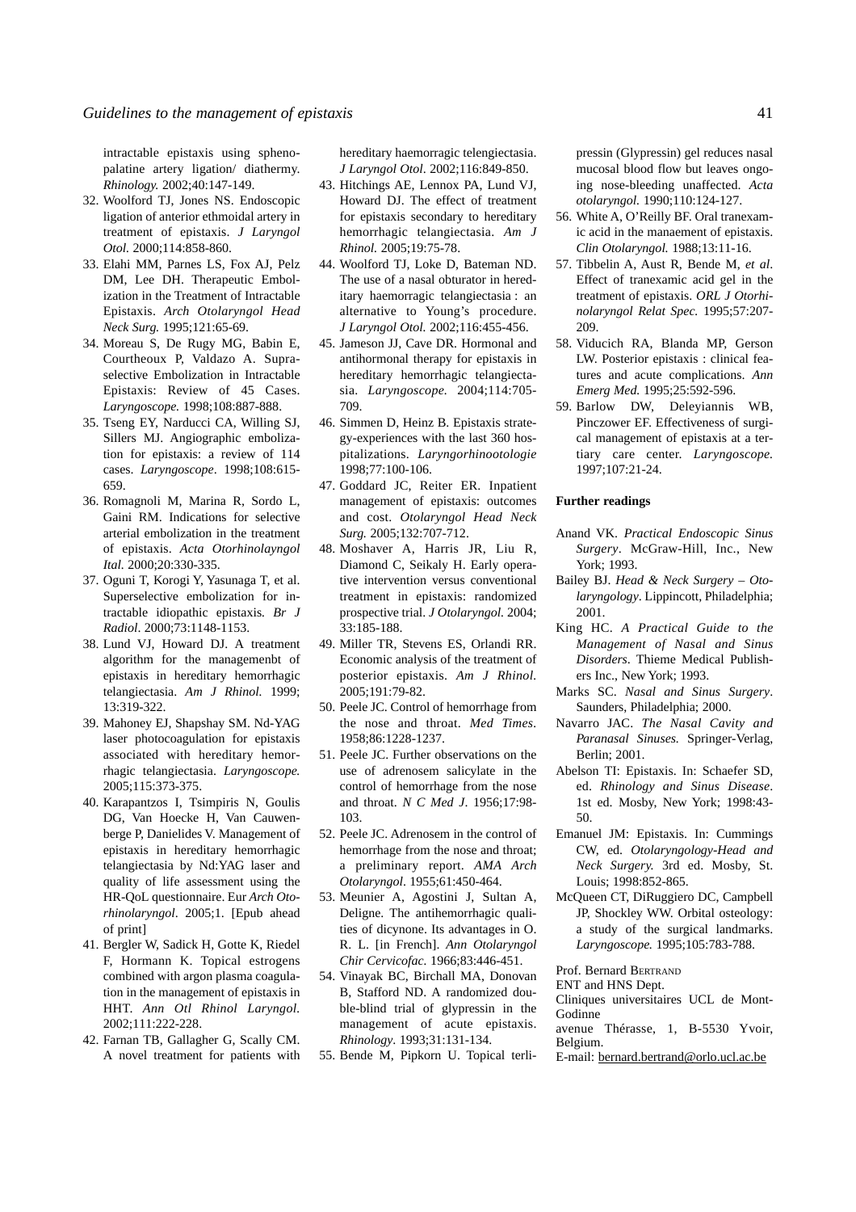intractable epistaxis using sphenopalatine artery ligation/ diathermy. *Rhinology.* 2002;40:147-149.

32. Woolford TJ, Jones NS. Endoscopic ligation of anterior ethmoidal artery in treatment of epistaxis. *J Laryngol Otol.* 2000;114:858-860.
33. Elahi MM, Parnes LS, Fox AJ, Pelz DM, Lee DH. Therapeutic Embolization in the Treatment of Intractable Epistaxis. *Arch Otolaryngol Head Neck Surg.* 1995;121:65-69.
34. Moreau S, De Rugy MG, Babin E, Courtheoux P, Valdazo A. Supraselective Embolization in Intractable Epistaxis: Review of 45 Cases. *Laryngoscope.* 1998;108:887-888.
35. Tseng EY, Narducci CA, Willing SJ, Sillers MJ. Angiographic embolization for epistaxis: a review of 114 cases. *Laryngoscope*. 1998;108:615-659.
36. Romagnoli M, Marina R, Sordo L, Gaini RM. Indications for selective arterial embolization in the treatment of epistaxis. *Acta Otorhinolayngol Ital.* 2000;20:330-335.
37. Oguni T, Korogi Y, Yasunaga T, et al. Superselective embolization for intractable idiopathic epistaxis. *Br J Radiol*. 2000;73:1148-1153.
38. Lund VJ, Howard DJ. A treatment algorithm for the managemenbt of epistaxis in hereditary hemorrhagic telangiectasia. *Am J Rhinol.* 1999; 13:319-322.
39. Mahoney EJ, Shapshay SM. Nd-YAG laser photocoagulation for epistaxis associated with hereditary hemorrhagic telangiectasia. *Laryngoscope.* 2005;115:373-375.
40. Karapantzos I, Tsimpiris N, Goulis DG, Van Hoecke H, Van Cauwenberge P, Danielides V. Management of epistaxis in hereditary hemorrhagic telangiectasia by Nd:YAG laser and quality of life assessment using the HR-QoL questionnaire. Eur *Arch Otorhinolaryngol*. 2005;1. [Epub ahead of print]
41. Bergler W, Sadick H, Gotte K, Riedel F, Hormann K. Topical estrogens combined with argon plasma coagulation in the management of epistaxis in HHT. *Ann Otl Rhinol Laryngol.* 2002;111:222-228.
42. Farnan TB, Gallagher G, Scally CM. A novel treatment for patients with hereditary haemorragic telengiectasia. *J Laryngol Otol*. 2002;116:849-850.
43. Hitchings AE, Lennox PA, Lund VJ, Howard DJ. The effect of treatment for epistaxis secondary to hereditary hemorrhagic telangiectasia. *Am J Rhinol.* 2005;19:75-78.
44. Woolford TJ, Loke D, Bateman ND. The use of a nasal obturator in hereditary haemorragic telangiectasia : an alternative to Young's procedure. *J Laryngol Otol.* 2002;116:455-456.
45. Jameson JJ, Cave DR. Hormonal and antihormonal therapy for epistaxis in hereditary hemorrhagic telangiectasia. *Laryngoscope.* 2004;114:705-709.
46. Simmen D, Heinz B. Epistaxis strategy-experiences with the last 360 hospitalizations. *Laryngorhinootologie* 1998;77:100-106.
47. Goddard JC, Reiter ER. Inpatient management of epistaxis: outcomes and cost. *Otolaryngol Head Neck Surg.* 2005;132:707-712.
48. Moshaver A, Harris JR, Liu R, Diamond C, Seikaly H. Early operative intervention versus conventional treatment in epistaxis: randomized prospective trial. *J Otolaryngol.* 2004; 33:185-188.
49. Miller TR, Stevens ES, Orlandi RR. Economic analysis of the treatment of posterior epistaxis. *Am J Rhinol.* 2005;191:79-82.
50. Peele JC. Control of hemorrhage from the nose and throat. *Med Times*. 1958;86:1228-1237.
51. Peele JC. Further observations on the use of adrenosem salicylate in the control of hemorrhage from the nose and throat. *N C Med J*. 1956;17:98-103.
52. Peele JC. Adrenosem in the control of hemorrhage from the nose and throat; a preliminary report. *AMA Arch Otolaryngol*. 1955;61:450-464.
53. Meunier A, Agostini J, Sultan A, Deligne. The antihemorrhagic qualities of dicynone. Its advantages in O. R. L. [in French]. *Ann Otolaryngol Chir Cervicofac*. 1966;83:446-451.
54. Vinayak BC, Birchall MA, Donovan B, Stafford ND. A randomized double-blind trial of glypressin in the management of acute epistaxis. *Rhinology*. 1993;31:131-134.
55. Bende M, Pipkorn U. Topical terlipressin (Glypressin) gel reduces nasal mucosal blood flow but leaves ongoing nose-bleeding unaffected. *Acta otolaryngol.* 1990;110:124-127.
56. White A, O'Reilly BF. Oral tranexamic acid in the manaement of epistaxis. *Clin Otolaryngol.* 1988;13:11-16.
57. Tibbelin A, Aust R, Bende M, *et al*. Effect of tranexamic acid gel in the treatment of epistaxis. *ORL J Otorhinolaryngol Relat Spec.* 1995;57:207-209.
58. Viducich RA, Blanda MP, Gerson LW. Posterior epistaxis : clinical features and acute complications. *Ann Emerg Med.* 1995;25:592-596.
59. Barlow DW, Deleyiannis WB, Pinczower EF. Effectiveness of surgical management of epistaxis at a tertiary care center. *Laryngoscope.* 1997;107:21-24.

**Further readings**

Anand VK. *Practical Endoscopic Sinus Surgery*. McGraw-Hill, Inc., New York; 1993.

Bailey BJ. *Head & Neck Surgery – Otolaryngology*. Lippincott, Philadelphia; 2001.

King HC. *A Practical Guide to the Management of Nasal and Sinus Disorders*. Thieme Medical Publishers Inc., New York; 1993.

Marks SC. *Nasal and Sinus Surgery*. Saunders, Philadelphia; 2000.

Navarro JAC. *The Nasal Cavity and Paranasal Sinuses.* Springer-Verlag, Berlin; 2001.

Abelson TI: Epistaxis. In: Schaefer SD, ed. *Rhinology and Sinus Disease*. 1st ed. Mosby, New York; 1998:43-50.

Emanuel JM: Epistaxis. In: Cummings CW, ed. *Otolaryngology-Head and Neck Surgery.* 3rd ed. Mosby, St. Louis; 1998:852-865.

McQueen CT, DiRuggiero DC, Campbell JP, Shockley WW. Orbital osteology: a study of the surgical landmarks. *Laryngoscope.* 1995;105:783-788.

Prof. Bernard Bertrand
ENT and HNS Dept.
Cliniques universitaires UCL de Mont-Godinne
avenue Thérasse, 1, B-5530 Yvoir, Belgium.
E-mail: bernard.bertrand@orlo.ucl.ac.be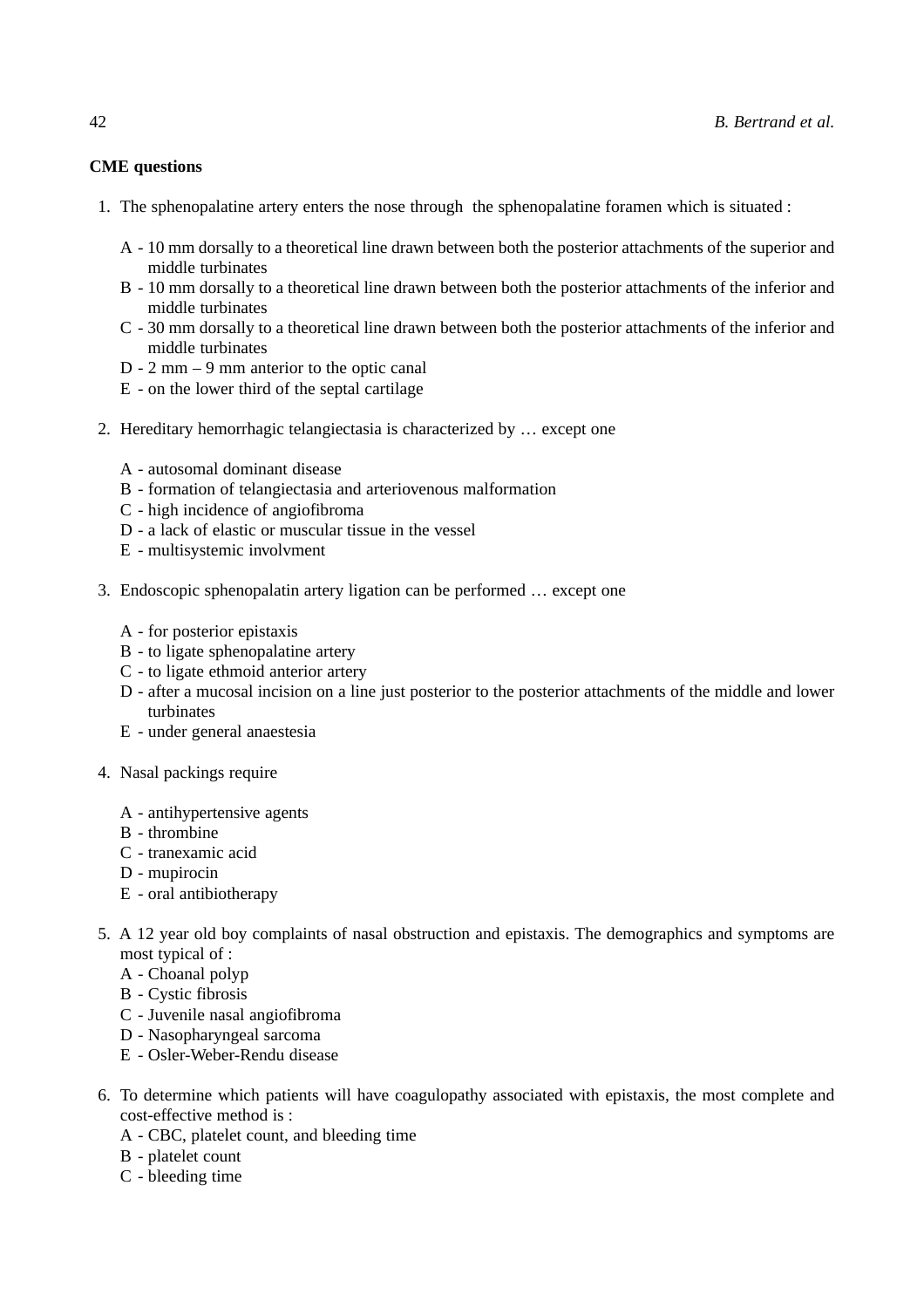**CME questions**

1. The sphenopalatine artery enters the nose through the sphenopalatine foramen which is situated :

   A - 10 mm dorsally to a theoretical line drawn between both the posterior attachments of the superior and middle turbinates
   B - 10 mm dorsally to a theoretical line drawn between both the posterior attachments of the inferior and middle turbinates
   C - 30 mm dorsally to a theoretical line drawn between both the posterior attachments of the inferior and middle turbinates
   D - 2 mm – 9 mm anterior to the optic canal
   E - on the lower third of the septal cartilage

2. Hereditary hemorrhagic telangiectasia is characterized by … except one

   A - autosomal dominant disease
   B - formation of telangiectasia and arteriovenous malformation
   C - high incidence of angiofibroma
   D - a lack of elastic or muscular tissue in the vessel
   E - multisystemic involvment

3. Endoscopic sphenopalatin artery ligation can be performed … except one

   A - for posterior epistaxis
   B - to ligate sphenopalatine artery
   C - to ligate ethmoid anterior artery
   D - after a mucosal incision on a line just posterior to the posterior attachments of the middle and lower turbinates
   E - under general anaestesia

4. Nasal packings require

   A - antihypertensive agents
   B - thrombine
   C - tranexamic acid
   D - mupirocin
   E - oral antibiotherapy

5. A 12 year old boy complaints of nasal obstruction and epistaxis. The demographics and symptoms are most typical of :
   A - Choanal polyp
   B - Cystic fibrosis
   C - Juvenile nasal angiofibroma
   D - Nasopharyngeal sarcoma
   E - Osler-Weber-Rendu disease

6. To determine which patients will have coagulopathy associated with epistaxis, the most complete and cost-effective method is :
   A - CBC, platelet count, and bleeding time
   B - platelet count
   C - bleeding time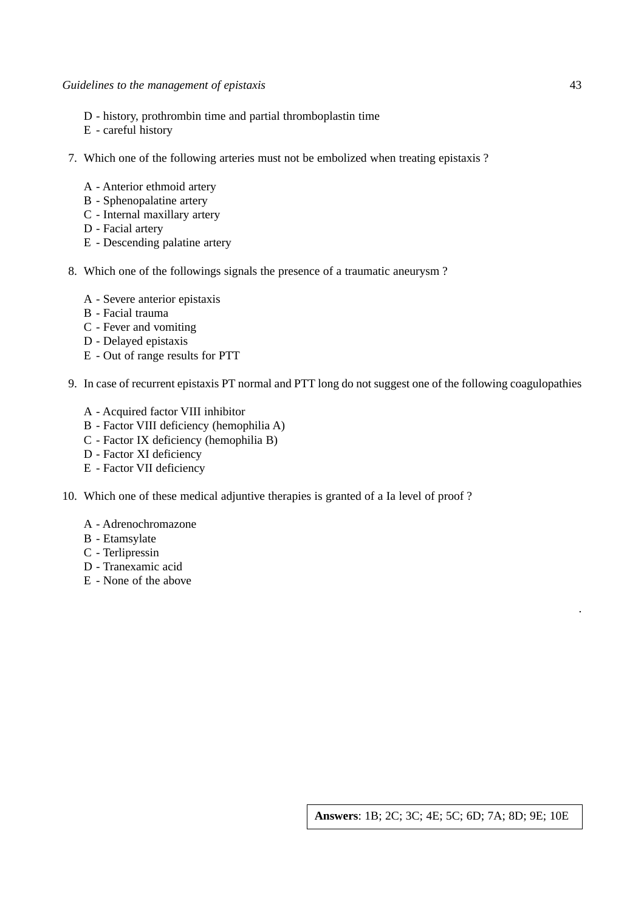D - history, prothrombin time and partial thromboplastin time
E - careful history

7. Which one of the following arteries must not be embolized when treating epistaxis ?

   A - Anterior ethmoid artery
   B - Sphenopalatine artery
   C - Internal maxillary artery
   D - Facial artery
   E - Descending palatine artery

8. Which one of the followings signals the presence of a traumatic aneurysm ?

   A - Severe anterior epistaxis
   B - Facial trauma
   C - Fever and vomiting
   D - Delayed epistaxis
   E - Out of range results for PTT

9. In case of recurrent epistaxis PT normal and PTT long do not suggest one of the following coagulopathies

   A - Acquired factor VIII inhibitor
   B - Factor VIII deficiency (hemophilia A)
   C - Factor IX deficiency (hemophilia B)
   D - Factor XI deficiency
   E - Factor VII deficiency

10. Which one of these medical adjuntive therapies is granted of a Ia level of proof ?

    A - Adrenochromazone
    B - Etamsylate
    C - Terlipressin
    D - Tranexamic acid
    E - None of the above

**Answers**: 1B; 2C; 3C; 4E; 5C; 6D; 7A; 8D; 9E; 10E